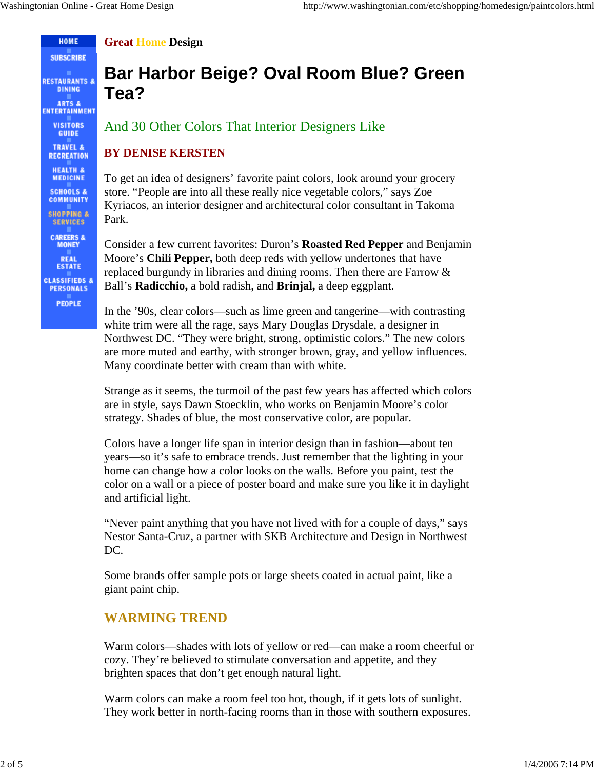**Great Home Design**

# Bar Harbor Beige? Oval Room Blue? Green Tea?

## And 30 Other Colors That Interior Designers Like

**BY DENISE KERSTEN**

To get an idea of designers' favorite paint colors, look around your grocery store. "People are into all these really nice vegetable colors," says Zoe Kyriacos, an interior designer and architectural color consultant in Takoma Park.

Consider a few current favorites: Duron's **Roasted Red Pepper** and Benjamin Moore's **Chili Pepper,** both deep reds with yellow undertones that have replaced burgundy in libraries and dining rooms. Then there are Farrow & Ball's **Radicchio,** a bold radish, and **Brinjal,** a deep eggplant.

In the '90s, clear colors—such as lime green and tangerine—with contrasting white trim were all the rage, says Mary Douglas Drysdale, a designer in Northwest DC. "They were bright, strong, optimistic colors." The new colors are more muted and earthy, with stronger brown, gray, and yellow influences. Many coordinate better with cream than with white.

Strange as it seems, the turmoil of the past few years has affected which colors are in style, says Dawn Stoecklin, who works on Benjamin Moore's color strategy. Shades of blue, the most conservative color, are popular.

Colors have a longer life span in interior design than in fashion—about ten years—so it's safe to embrace trends. Just remember that the lighting in your home can change how a color looks on the walls. Before you paint, test the color on a wall or a piece of poster board and make sure you like it in daylight and artificial light.

"Never paint anything that you have not lived with for a couple of days," says Nestor Santa-Cruz, a partner with SKB Architecture and Design in Northwest DC.

Some brands offer sample pots or large sheets coated in actual paint, like a giant paint chip.

### WARMING TREND

Warm colors—shades with lots of yellow or red—can make a room cheerful or cozy. They're believed to stimulate conversation and appetite, and they brighten spaces that don't get enough natural light.

Warm colors can make a room feel too hot, though, if it gets lots of sunlight. They work better in north-facing rooms than in those with southern exposures.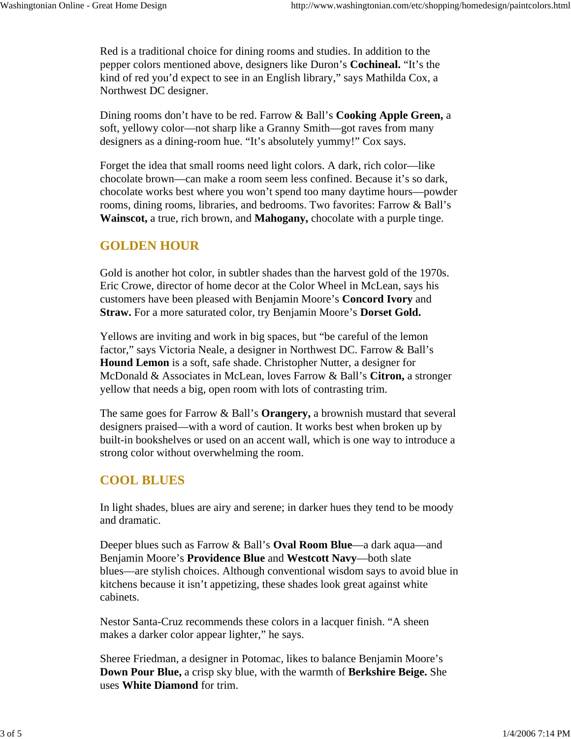Red is a traditional choice for dining rooms and studies. In addition to the pepper colors mentioned above, designers like Duron's **Cochineal.** "It's the kind of red you'd expect to see in an English library," says Mathilda Cox, a Northwest DC designer.

Dining rooms don't have to be red. Farrow & Ball's **Cooking Apple Green,** a soft, yellowy color—not sharp like a Granny Smith—got raves from many designers as a dining-room hue. "It's absolutely yummy!" Cox says.

Forget the idea that small rooms need light colors. A dark, rich color—like chocolate brown—can make a room seem less confined. Because it's so dark, chocolate works best where you won't spend too many daytime hours—powder rooms, dining rooms, libraries, and bedrooms. Two favorites: Farrow & Ball's **Wainscot,** a true, rich brown, and **Mahogany,** chocolate with a purple tinge.

## GOLDEN HOUR

Gold is another hot color, in subtler shades than the harvest gold of the 1970s. Eric Crowe, director of home decor at the Color Wheel in McLean, says his customers have been pleased with Benjamin Moore's **Concord Ivory** and **Straw.** For a more saturated color, try Benjamin Moore's **Dorset Gold.**

Yellows are inviting and work in big spaces, but "be careful of the lemon factor," says Victoria Neale, a designer in Northwest DC. Farrow & Ball's **Hound Lemon** is a soft, safe shade. Christopher Nutter, a designer for McDonald & Associates in McLean, loves Farrow & Ball's **Citron,** a stronger yellow that needs a big, open room with lots of contrasting trim.

The same goes for Farrow & Ball's **Orangery,** a brownish mustard that several designers praised—with a word of caution. It works best when broken up by built-in bookshelves or used on an accent wall, which is one way to introduce a strong color without overwhelming the room.

## COOL BLUES

In light shades, blues are airy and serene; in darker hues they tend to be moody and dramatic.

Deeper blues such as Farrow & Ball's **Oval Room Blue**—a dark aqua—and Benjamin Moore's **Providence Blue** and **Westcott Navy**—both slate blues—are stylish choices. Although conventional wisdom says to avoid blue in kitchens because it isn't appetizing, these shades look great against white cabinets.

Nestor Santa-Cruz recommends these colors in a lacquer finish. "A sheen makes a darker color appear lighter," he says.

Sheree Friedman, a designer in Potomac, likes to balance Benjamin Moore's **Down Pour Blue,** a crisp sky blue, with the warmth of **Berkshire Beige.** She uses **White Diamond** for trim.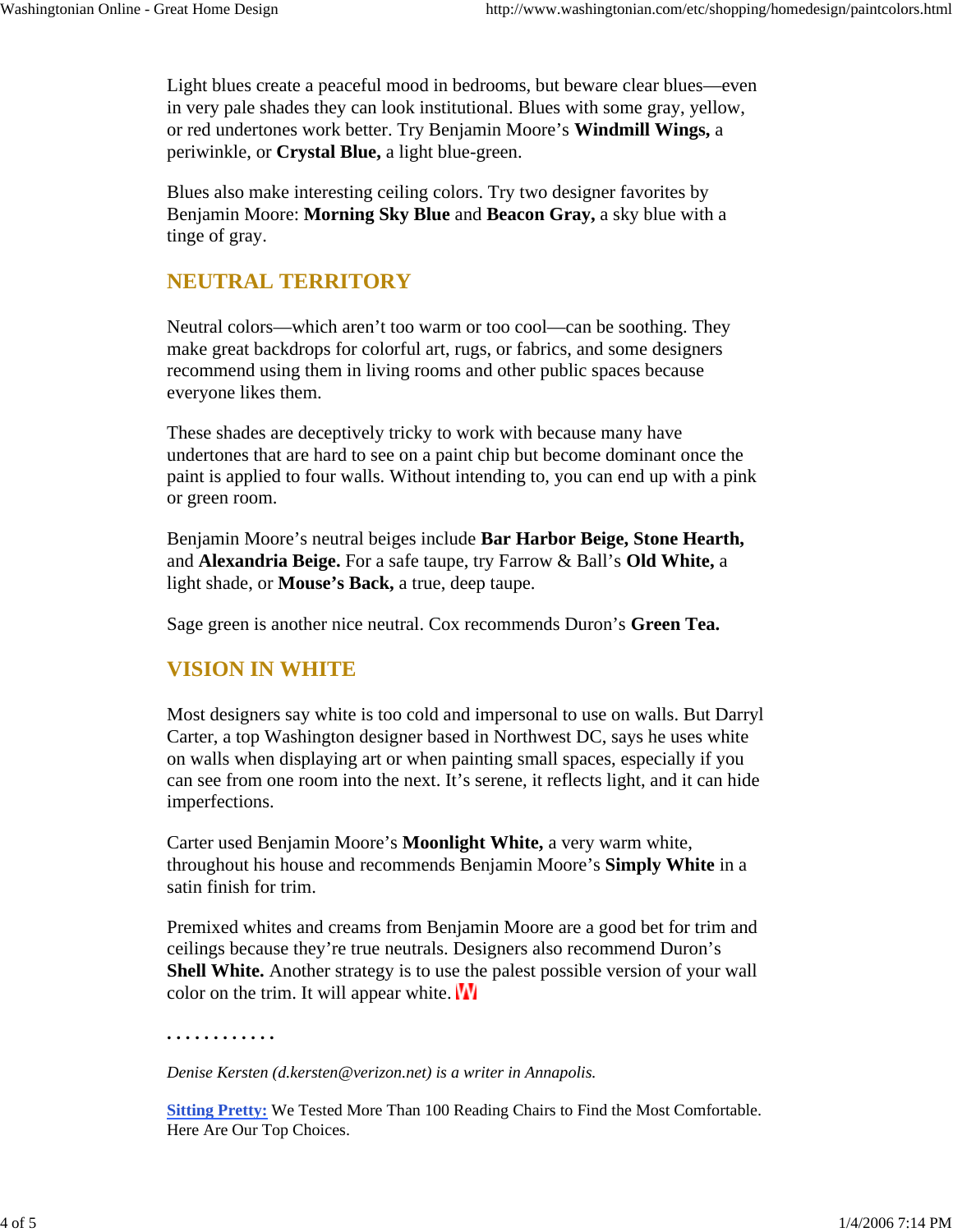Light blues create a peaceful mood in bedrooms, but beware clear blues—even in very pale shades they can look institutional. Blues with some gray, yellow, or red undertones work better. Try Benjamin Moore's **Windmill Wings,** a periwinkle, or **Crystal Blue,** a light blue-green.

Blues also make interesting ceiling colors. Try two designer favorites by Benjamin Moore: **Morning Sky Blue** and **Beacon Gray,** a sky blue with a tinge of gray.

## NEUTRAL TERRITORY

Neutral colors—which aren't too warm or too cool—can be soothing. They make great backdrops for colorful art, rugs, or fabrics, and some designers recommend using them in living rooms and other public spaces because everyone likes them.

These shades are deceptively tricky to work with because many have undertones that are hard to see on a paint chip but become dominant once the paint is applied to four walls. Without intending to, you can end up with a pink or green room.

Benjamin Moore's neutral beiges include **Bar Harbor Beige, Stone Hearth,** and **Alexandria Beige.** For a safe taupe, try Farrow & Ball's **Old White,** a light shade, or **Mouse's Back,** a true, deep taupe.

Sage green is another nice neutral. Cox recommends Duron's **Green Tea.**

## VISION IN WHITE

Most designers say white is too cold and impersonal to use on walls. But Darryl Carter, a top Washington designer based in Northwest DC, says he uses white on walls when displaying art or when painting small spaces, especially if you can see from one room into the next. It's serene, it reflects light, and it can hide imperfections.

Carter used Benjamin Moore's **Moonlight White,** a very warm white, throughout his house and recommends Benjamin Moore's **Simply White** in a satin finish for trim.

Premixed whites and creams from Benjamin Moore are a good bet for trim and ceilings because they're true neutrals. Designers also recommend Duron's **Shell White.** Another strategy is to use the palest possible version of your wall color on the trim. It will appear white.

. . . . . . . . . . . .

*Denise Kersten (d.kersten@verizon.net) is a writer in Annapolis.*

**Sitting Pretty:** We Tested More Than 100 Reading Chairs to Find the Most Comfortable. Here Are Our Top Choices.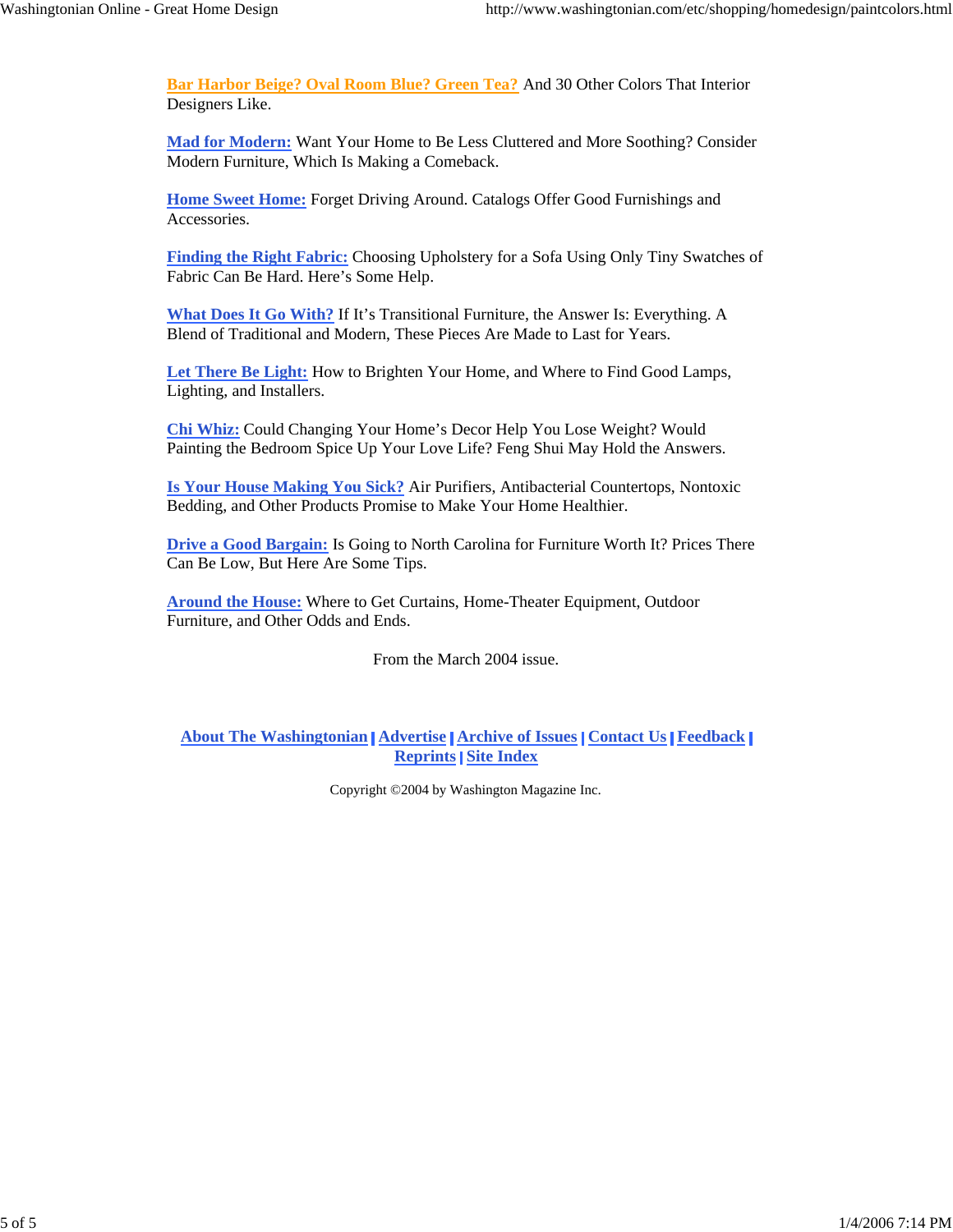**Bar Harbor Beige? Oval Room Blue? Green Tea?** And 30 Other Colors That Interior Designers Like.

**Mad for Modern:** Want Your Home to Be Less Cluttered and More Soothing? Consider Modern Furniture, Which Is Making a Comeback.

**Home Sweet Home:** Forget Driving Around. Catalogs Offer Good Furnishings and Accessories.

**Finding the Right Fabric:** Choosing Upholstery for a Sofa Using Only Tiny Swatches of Fabric Can Be Hard. Here's Some Help.

**What Does It Go With?** If It's Transitional Furniture, the Answer Is: Everything. A Blend of Traditional and Modern, These Pieces Are Made to Last for Years.

**Let There Be Light:** How to Brighten Your Home, and Where to Find Good Lamps, Lighting, and Installers.

**Chi Whiz:** Could Changing Your Home's Decor Help You Lose Weight? Would Painting the Bedroom Spice Up Your Love Life? Feng Shui May Hold the Answers.

**Is Your House Making You Sick?** Air Purifiers, Antibacterial Countertops, Nontoxic Bedding, and Other Products Promise to Make Your Home Healthier.

**Drive a Good Bargain:** Is Going to North Carolina for Furniture Worth It? Prices There Can Be Low, But Here Are Some Tips.

**Around the House:** Where to Get Curtains, Home-Theater Equipment, Outdoor Furniture, and Other Odds and Ends.

From the March 2004 issue.

**About The Washingtonian** | **Advertise** | **Archive of Issues** | **Contact Us** | **Feedback** | **Reprints** | **Site Index**

Copyright ©2004 by Washington Magazine Inc.